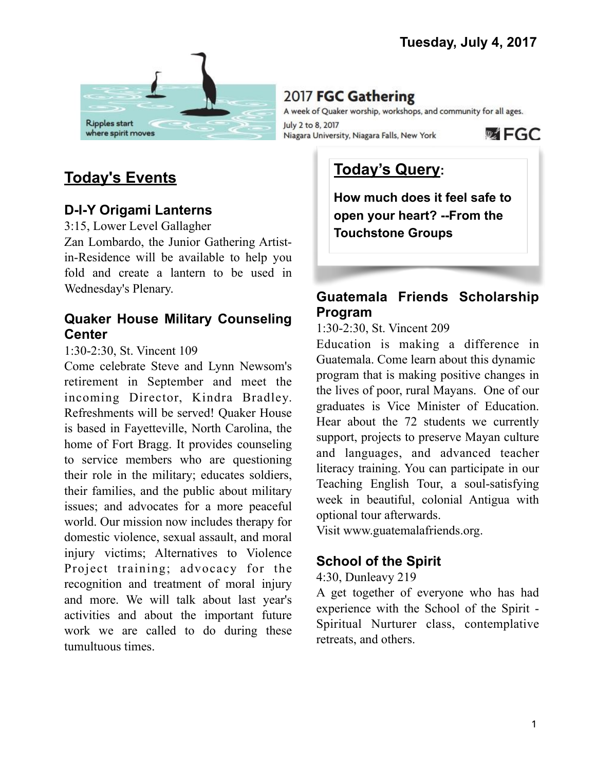**Tuesday, July 4, 2017**

Ripples start where spirit moves

# 2017 **FGC Gathering**

A week of Quaker worship, workshops, and community for all ages.

July 2 to 8, 2017
Niagara University, Niagara Falls, New York

FGC

## Today's Events

### D-I-Y Origami Lanterns

3:15, Lower Level Gallagher

Zan Lombardo, the Junior Gathering Artist-in-Residence will be available to help you fold and create a lantern to be used in Wednesday's Plenary.

### Quaker House Military Counseling Center

1:30-2:30, St. Vincent 109

Come celebrate Steve and Lynn Newsom's retirement in September and meet the incoming Director, Kindra Bradley. Refreshments will be served! Quaker House is based in Fayetteville, North Carolina, the home of Fort Bragg. It provides counseling to service members who are questioning their role in the military; educates soldiers, their families, and the public about military issues; and advocates for a more peaceful world. Our mission now includes therapy for domestic violence, sexual assault, and moral injury victims; Alternatives to Violence Project training; advocacy for the recognition and treatment of moral injury and more. We will talk about last year's activities and about the important future work we are called to do during these tumultuous times.

## Today's Query:

**How much does it feel safe to open your heart? --From the Touchstone Groups**

### Guatemala Friends Scholarship Program

1:30-2:30, St. Vincent 209

Education is making a difference in Guatemala. Come learn about this dynamic program that is making positive changes in the lives of poor, rural Mayans. One of our graduates is Vice Minister of Education. Hear about the 72 students we currently support, projects to preserve Mayan culture and languages, and advanced teacher literacy training. You can participate in our Teaching English Tour, a soul-satisfying week in beautiful, colonial Antigua with optional tour afterwards.
Visit www.guatemalafriends.org.

### School of the Spirit

4:30, Dunleavy 219

A get together of everyone who has had experience with the School of the Spirit - Spiritual Nurturer class, contemplative retreats, and others.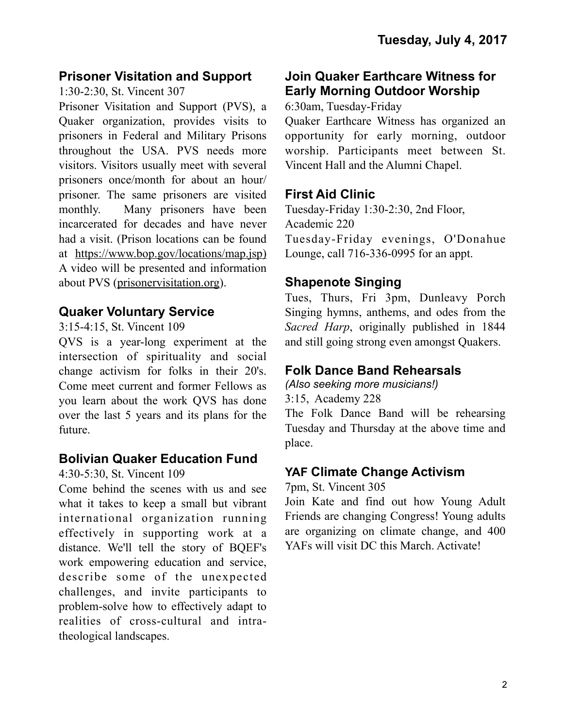## Prisoner Visitation and Support

1:30-2:30, St. Vincent 307

Prisoner Visitation and Support (PVS), a Quaker organization, provides visits to prisoners in Federal and Military Prisons throughout the USA. PVS needs more visitors. Visitors usually meet with several prisoners once/month for about an hour/prisoner. The same prisoners are visited monthly. Many prisoners have been incarcerated for decades and have never had a visit. (Prison locations can be found at https://www.bop.gov/locations/map.jsp) A video will be presented and information about PVS (prisonervisitation.org).

## Quaker Voluntary Service

3:15-4:15, St. Vincent 109

QVS is a year-long experiment at the intersection of spirituality and social change activism for folks in their 20's. Come meet current and former Fellows as you learn about the work QVS has done over the last 5 years and its plans for the future.

## Bolivian Quaker Education Fund

4:30-5:30, St. Vincent 109

Come behind the scenes with us and see what it takes to keep a small but vibrant international organization running effectively in supporting work at a distance. We'll tell the story of BQEF's work empowering education and service, describe some of the unexpected challenges, and invite participants to problem-solve how to effectively adapt to realities of cross-cultural and intra-theological landscapes.

## Join Quaker Earthcare Witness for Early Morning Outdoor Worship

6:30am, Tuesday-Friday

Quaker Earthcare Witness has organized an opportunity for early morning, outdoor worship. Participants meet between St. Vincent Hall and the Alumni Chapel.

## First Aid Clinic

Tuesday-Friday 1:30-2:30, 2nd Floor, Academic 220

Tuesday-Friday evenings, O'Donahue Lounge, call 716-336-0995 for an appt.

## Shapenote Singing

Tues, Thurs, Fri 3pm, Dunleavy Porch

Singing hymns, anthems, and odes from the *Sacred Harp*, originally published in 1844 and still going strong even amongst Quakers.

## Folk Dance Band Rehearsals

*(Also seeking more musicians!)*

3:15, Academy 228

The Folk Dance Band will be rehearsing Tuesday and Thursday at the above time and place.

## YAF Climate Change Activism

7pm, St. Vincent 305

Join Kate and find out how Young Adult Friends are changing Congress! Young adults are organizing on climate change, and 400 YAFs will visit DC this March. Activate!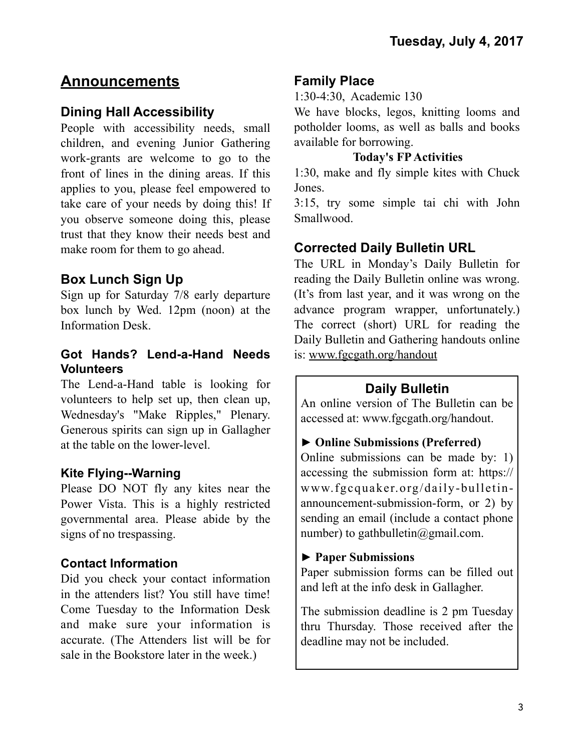Tuesday, July 4, 2017

# Announcements

## Dining Hall Accessibility

People with accessibility needs, small children, and evening Junior Gathering work-grants are welcome to go to the front of lines in the dining areas. If this applies to you, please feel empowered to take care of your needs by doing this! If you observe someone doing this, please trust that they know their needs best and make room for them to go ahead.

## Box Lunch Sign Up

Sign up for Saturday 7/8 early departure box lunch by Wed. 12pm (noon) at the Information Desk.

### Got Hands? Lend-a-Hand Needs Volunteers

The Lend-a-Hand table is looking for volunteers to help set up, then clean up, Wednesday's "Make Ripples," Plenary. Generous spirits can sign up in Gallagher at the table on the lower-level.

### Kite Flying--Warning

Please DO NOT fly any kites near the Power Vista. This is a highly restricted governmental area. Please abide by the signs of no trespassing.

### Contact Information

Did you check your contact information in the attenders list? You still have time! Come Tuesday to the Information Desk and make sure your information is accurate. (The Attenders list will be for sale in the Bookstore later in the week.)

## Family Place

1:30-4:30, Academic 130

We have blocks, legos, knitting looms and potholder looms, as well as balls and books available for borrowing.

**Today's FP Activities**

1:30, make and fly simple kites with Chuck Jones.

3:15, try some simple tai chi with John Smallwood.

## Corrected Daily Bulletin URL

The URL in Monday's Daily Bulletin for reading the Daily Bulletin online was wrong. (It's from last year, and it was wrong on the advance program wrapper, unfortunately.) The correct (short) URL for reading the Daily Bulletin and Gathering handouts online is: www.fgcgath.org/handout

## Daily Bulletin

An online version of The Bulletin can be accessed at: www.fgcgath.org/handout.

► **Online Submissions (Preferred)**

Online submissions can be made by: 1) accessing the submission form at: https://www.fgcquaker.org/daily-bulletin-announcement-submission-form, or 2) by sending an email (include a contact phone number) to gathbulletin@gmail.com.

► **Paper Submissions**

Paper submission forms can be filled out and left at the info desk in Gallagher.

The submission deadline is 2 pm Tuesday thru Thursday. Those received after the deadline may not be included.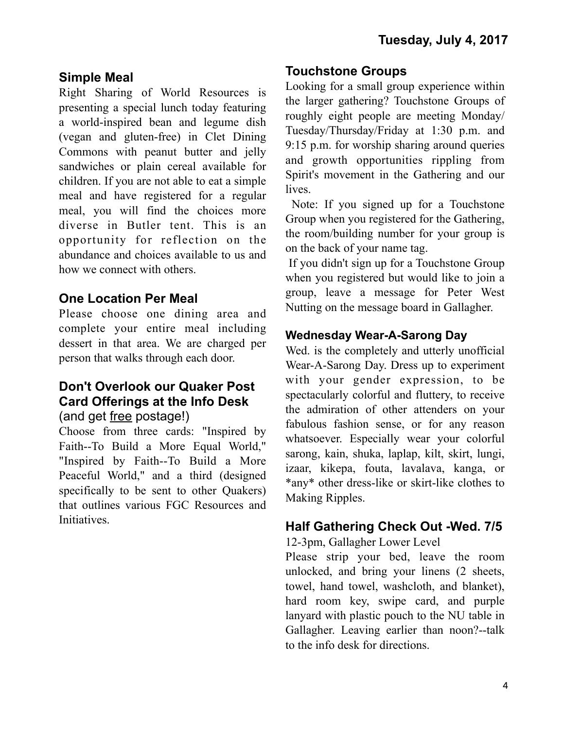## Simple Meal

Right Sharing of World Resources is presenting a special lunch today featuring a world-inspired bean and legume dish (vegan and gluten-free) in Clet Dining Commons with peanut butter and jelly sandwiches or plain cereal available for children. If you are not able to eat a simple meal and have registered for a regular meal, you will find the choices more diverse in Butler tent. This is an opportunity for reflection on the abundance and choices available to us and how we connect with others.

## One Location Per Meal

Please choose one dining area and complete your entire meal including dessert in that area. We are charged per person that walks through each door.

## Don't Overlook our Quaker Post Card Offerings at the Info Desk

(and get free postage!)

Choose from three cards: "Inspired by Faith--To Build a More Equal World," "Inspired by Faith--To Build a More Peaceful World," and a third (designed specifically to be sent to other Quakers) that outlines various FGC Resources and Initiatives.

## Touchstone Groups

Looking for a small group experience within the larger gathering? Touchstone Groups of roughly eight people are meeting Monday/ Tuesday/Thursday/Friday at 1:30 p.m. and 9:15 p.m. for worship sharing around queries and growth opportunities rippling from Spirit's movement in the Gathering and our lives.

Note: If you signed up for a Touchstone Group when you registered for the Gathering, the room/building number for your group is on the back of your name tag.

If you didn't sign up for a Touchstone Group when you registered but would like to join a group, leave a message for Peter West Nutting on the message board in Gallagher.

### Wednesday Wear-A-Sarong Day

Wed. is the completely and utterly unofficial Wear-A-Sarong Day. Dress up to experiment with your gender expression, to be spectacularly colorful and fluttery, to receive the admiration of other attenders on your fabulous fashion sense, or for any reason whatsoever. Especially wear your colorful sarong, kain, shuka, laplap, kilt, skirt, lungi, izaar, kikepa, fouta, lavalava, kanga, or *any* other dress-like or skirt-like clothes to Making Ripples.

## Half Gathering Check Out -Wed. 7/5

12-3pm, Gallagher Lower Level

Please strip your bed, leave the room unlocked, and bring your linens (2 sheets, towel, hand towel, washcloth, and blanket), hard room key, swipe card, and purple lanyard with plastic pouch to the NU table in Gallagher. Leaving earlier than noon?--talk to the info desk for directions.